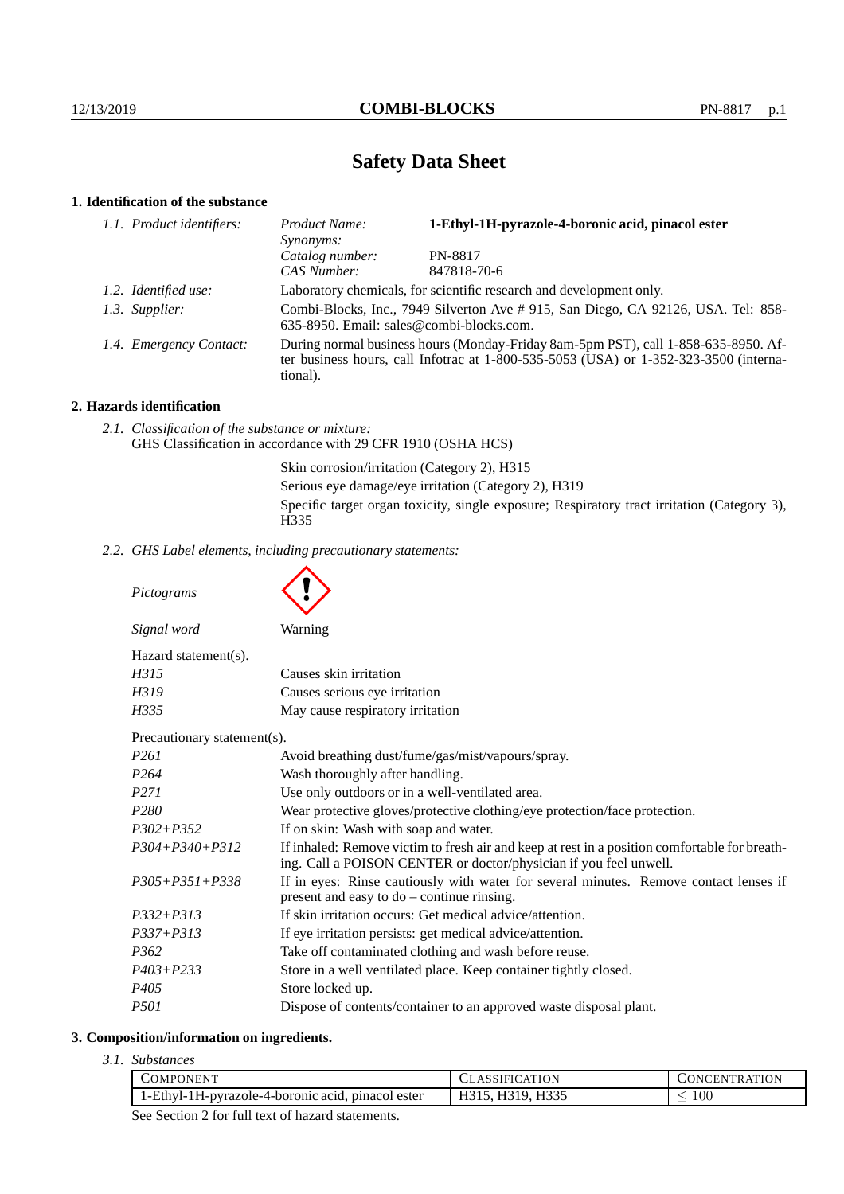# Safety Data Sheet

## 1. Identification of the substance

*1.1. Product identifiers:*

| | |
|---|---|
| *Product Name:* | **1-Ethyl-1H-pyrazole-4-boronic acid, pinacol ester** |
| *Synonyms:* | |
| *Catalog number:* | PN-8817 |
| *CAS Number:* | 847818-70-6 |

*1.2. Identified use:* Laboratory chemicals, for scientific research and development only.

*1.3. Supplier:* Combi-Blocks, Inc., 7949 Silverton Ave # 915, San Diego, CA 92126, USA. Tel: 858-635-8950. Email: sales@combi-blocks.com.

*1.4. Emergency Contact:* During normal business hours (Monday-Friday 8am-5pm PST), call 1-858-635-8950. After business hours, call Infotrac at 1-800-535-5053 (USA) or 1-352-323-3500 (international).

## 2. Hazards identification

*2.1. Classification of the substance or mixture:*
GHS Classification in accordance with 29 CFR 1910 (OSHA HCS)

Skin corrosion/irritation (Category 2), H315
Serious eye damage/eye irritation (Category 2), H319
Specific target organ toxicity, single exposure; Respiratory tract irritation (Category 3), H335

*2.2. GHS Label elements, including precautionary statements:*

*Pictograms*

*Signal word* Warning

Hazard statement(s).

| | |
|---|---|
| *H315* | Causes skin irritation |
| *H319* | Causes serious eye irritation |
| *H335* | May cause respiratory irritation |

Precautionary statement(s).

| | |
|---|---|
| *P261* | Avoid breathing dust/fume/gas/mist/vapours/spray. |
| *P264* | Wash thoroughly after handling. |
| *P271* | Use only outdoors or in a well-ventilated area. |
| *P280* | Wear protective gloves/protective clothing/eye protection/face protection. |
| *P302+P352* | If on skin: Wash with soap and water. |
| *P304+P340+P312* | If inhaled: Remove victim to fresh air and keep at rest in a position comfortable for breathing. Call a POISON CENTER or doctor/physician if you feel unwell. |
| *P305+P351+P338* | If in eyes: Rinse cautiously with water for several minutes. Remove contact lenses if present and easy to do – continue rinsing. |
| *P332+P313* | If skin irritation occurs: Get medical advice/attention. |
| *P337+P313* | If eye irritation persists: get medical advice/attention. |
| *P362* | Take off contaminated clothing and wash before reuse. |
| *P403+P233* | Store in a well ventilated place. Keep container tightly closed. |
| *P405* | Store locked up. |
| *P501* | Dispose of contents/container to an approved waste disposal plant. |

## 3. Composition/information on ingredients.

*3.1. Substances*

| Component | Classification | Concentration |
|---|---|---|
| 1-Ethyl-1H-pyrazole-4-boronic acid, pinacol ester | H315, H319, H335 | $\leq 100$ |

See Section 2 for full text of hazard statements.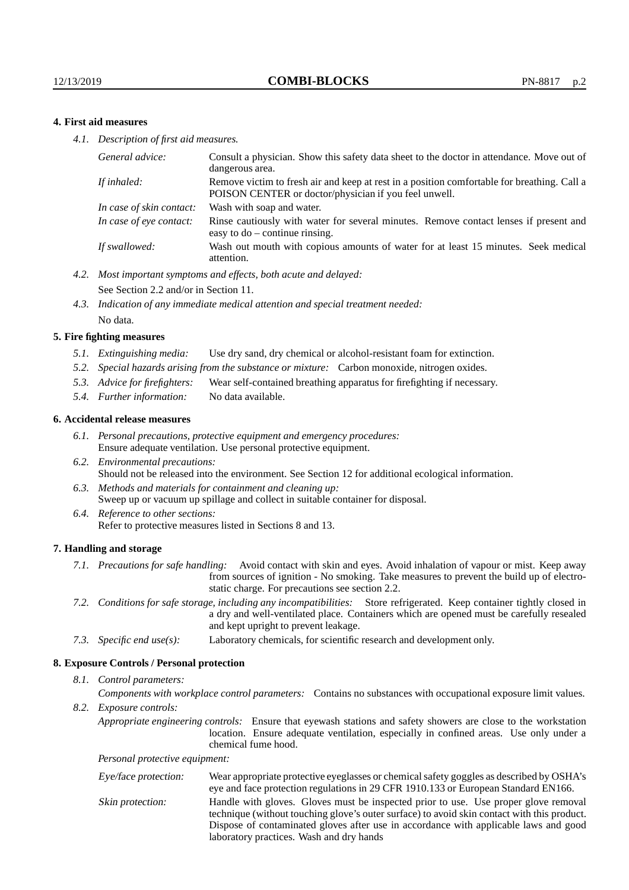## 4. First aid measures

*4.1. Description of first aid measures.*

| | |
|---|---|
| *General advice:* | Consult a physician. Show this safety data sheet to the doctor in attendance. Move out of dangerous area. |
| *If inhaled:* | Remove victim to fresh air and keep at rest in a position comfortable for breathing. Call a POISON CENTER or doctor/physician if you feel unwell. |
| *In case of skin contact:* | Wash with soap and water. |
| *In case of eye contact:* | Rinse cautiously with water for several minutes. Remove contact lenses if present and easy to do – continue rinsing. |
| *If swallowed:* | Wash out mouth with copious amounts of water for at least 15 minutes. Seek medical attention. |

*4.2. Most important symptoms and effects, both acute and delayed:*
See Section 2.2 and/or in Section 11.

*4.3. Indication of any immediate medical attention and special treatment needed:*
No data.

## 5. Fire fighting measures

*5.1. Extinguishing media:* Use dry sand, dry chemical or alcohol-resistant foam for extinction.

*5.2. Special hazards arising from the substance or mixture:* Carbon monoxide, nitrogen oxides.

*5.3. Advice for firefighters:* Wear self-contained breathing apparatus for firefighting if necessary.

*5.4. Further information:* No data available.

## 6. Accidental release measures

*6.1. Personal precautions, protective equipment and emergency procedures:*
Ensure adequate ventilation. Use personal protective equipment.

*6.2. Environmental precautions:*
Should not be released into the environment. See Section 12 for additional ecological information.

*6.3. Methods and materials for containment and cleaning up:*
Sweep up or vacuum up spillage and collect in suitable container for disposal.

*6.4. Reference to other sections:*
Refer to protective measures listed in Sections 8 and 13.

## 7. Handling and storage

*7.1. Precautions for safe handling:* Avoid contact with skin and eyes. Avoid inhalation of vapour or mist. Keep away from sources of ignition - No smoking. Take measures to prevent the build up of electrostatic charge. For precautions see section 2.2.

*7.2. Conditions for safe storage, including any incompatibilities:* Store refrigerated. Keep container tightly closed in a dry and well-ventilated place. Containers which are opened must be carefully resealed and kept upright to prevent leakage.

*7.3. Specific end use(s):* Laboratory chemicals, for scientific research and development only.

## 8. Exposure Controls / Personal protection

*8.1. Control parameters:*

*Components with workplace control parameters:* Contains no substances with occupational exposure limit values.

*8.2. Exposure controls:*

*Appropriate engineering controls:* Ensure that eyewash stations and safety showers are close to the workstation location. Ensure adequate ventilation, especially in confined areas. Use only under a chemical fume hood.

*Personal protective equipment:*

| | |
|---|---|
| *Eye/face protection:* | Wear appropriate protective eyeglasses or chemical safety goggles as described by OSHA's eye and face protection regulations in 29 CFR 1910.133 or European Standard EN166. |
| *Skin protection:* | Handle with gloves. Gloves must be inspected prior to use. Use proper glove removal technique (without touching glove's outer surface) to avoid skin contact with this product. Dispose of contaminated gloves after use in accordance with applicable laws and good laboratory practices. Wash and dry hands |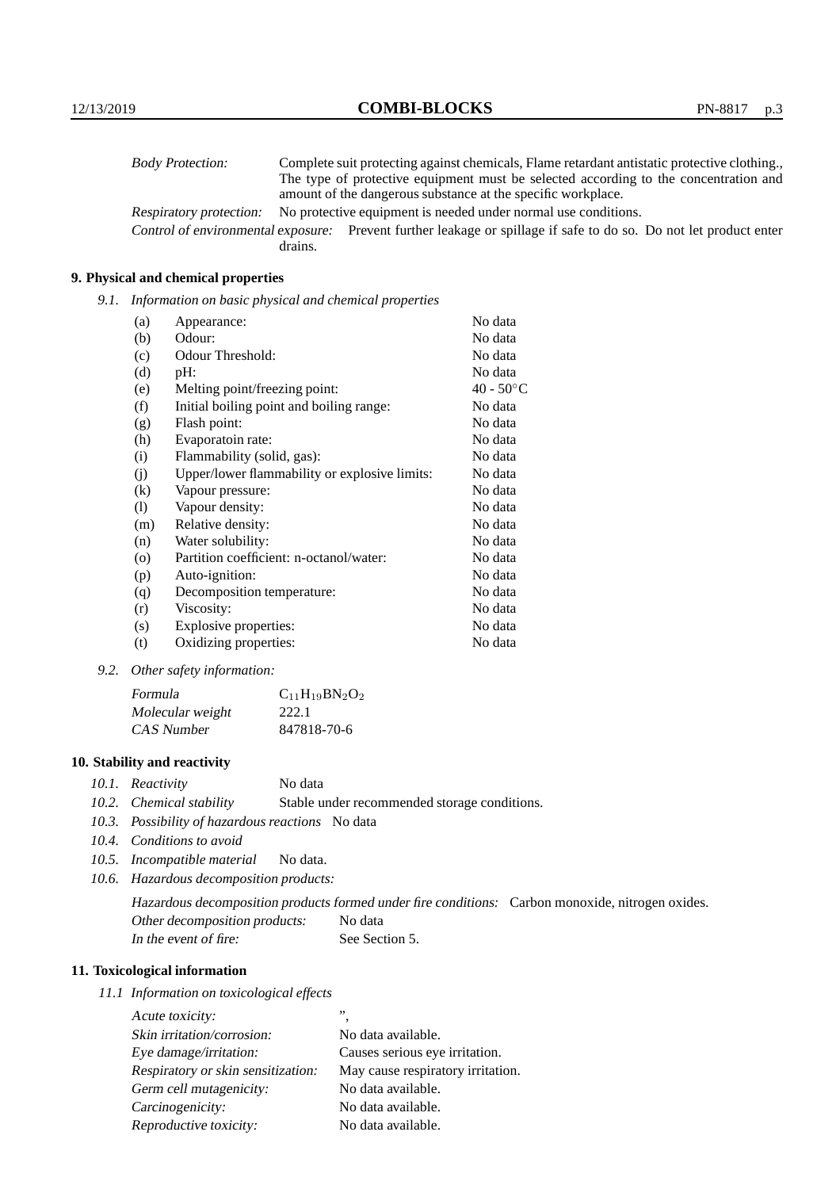| | |
|---|---|
| *Body Protection:* | Complete suit protecting against chemicals, Flame retardant antistatic protective clothing., The type of protective equipment must be selected according to the concentration and amount of the dangerous substance at the specific workplace. |
| *Respiratory protection:* | No protective equipment is needed under normal use conditions. |
| *Control of environmental exposure:* | Prevent further leakage or spillage if safe to do so. Do not let product enter drains. |

## 9. Physical and chemical properties

*9.1. Information on basic physical and chemical properties*

| | | |
|---|---|---|
| (a) | Appearance: | No data |
| (b) | Odour: | No data |
| (c) | Odour Threshold: | No data |
| (d) | pH: | No data |
| (e) | Melting point/freezing point: | 40 - 50°C |
| (f) | Initial boiling point and boiling range: | No data |
| (g) | Flash point: | No data |
| (h) | Evaporatoin rate: | No data |
| (i) | Flammability (solid, gas): | No data |
| (j) | Upper/lower flammability or explosive limits: | No data |
| (k) | Vapour pressure: | No data |
| (l) | Vapour density: | No data |
| (m) | Relative density: | No data |
| (n) | Water solubility: | No data |
| (o) | Partition coefficient: n-octanol/water: | No data |
| (p) | Auto-ignition: | No data |
| (q) | Decomposition temperature: | No data |
| (r) | Viscosity: | No data |
| (s) | Explosive properties: | No data |
| (t) | Oxidizing properties: | No data |

*9.2. Other safety information:*

| | |
|---|---|
| *Formula* | $C_{11}H_{19}BN_2O_2$ |
| *Molecular weight* | 222.1 |
| *CAS Number* | 847818-70-6 |

## 10. Stability and reactivity

*10.1. Reactivity* No data

*10.2. Chemical stability* Stable under recommended storage conditions.

*10.3. Possibility of hazardous reactions* No data

*10.4. Conditions to avoid*

*10.5. Incompatible material* No data.

*10.6. Hazardous decomposition products:*

*Hazardous decomposition products formed under fire conditions:* Carbon monoxide, nitrogen oxides.

*Other decomposition products:* No data

*In the event of fire:* See Section 5.

## 11. Toxicological information

*11.1 Information on toxicological effects*

| | |
|---|---|
| *Acute toxicity:* | ”, |
| *Skin irritation/corrosion:* | No data available. |
| *Eye damage/irritation:* | Causes serious eye irritation. |
| *Respiratory or skin sensitization:* | May cause respiratory irritation. |
| *Germ cell mutagenicity:* | No data available. |
| *Carcinogenicity:* | No data available. |
| *Reproductive toxicity:* | No data available. |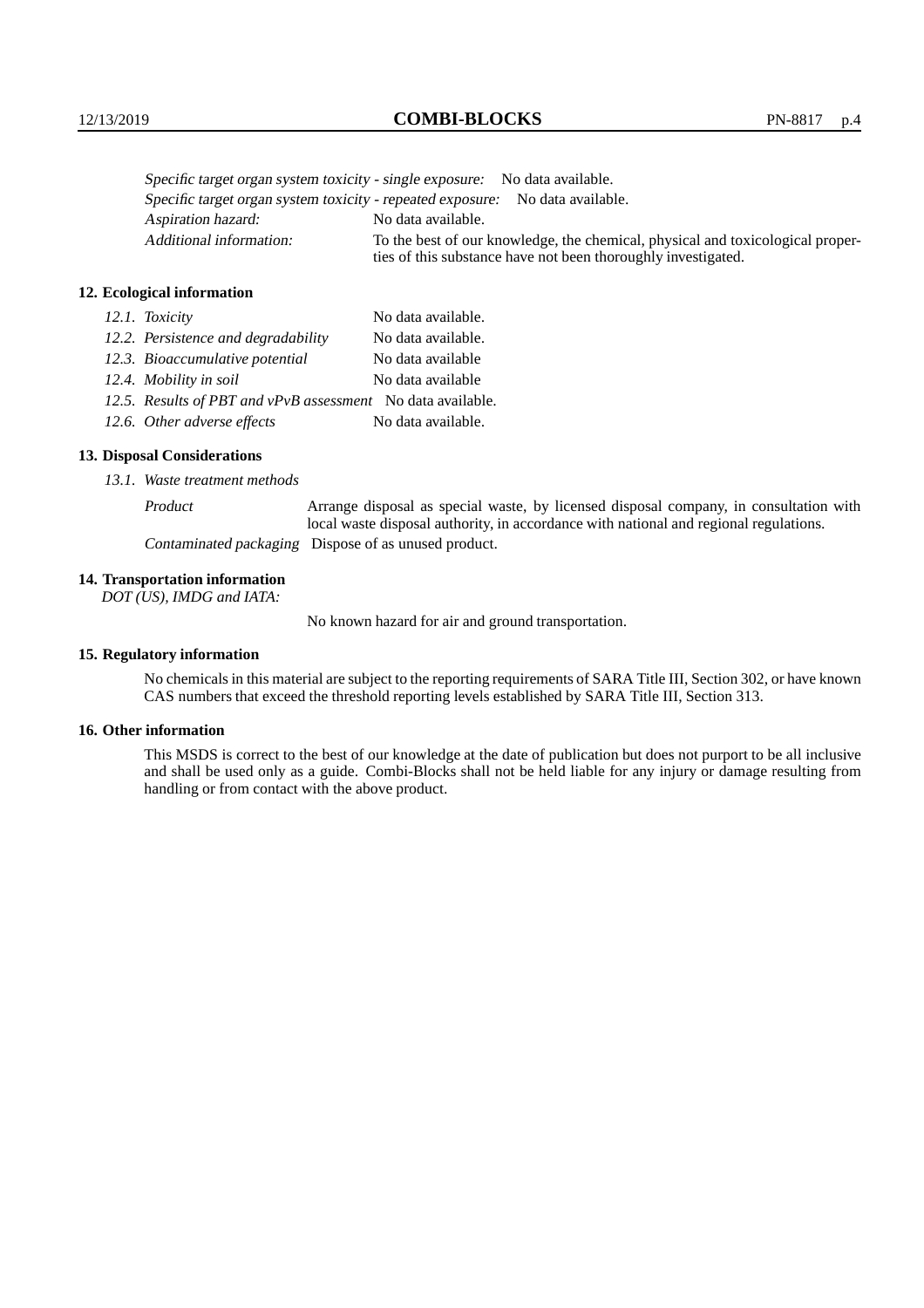*Specific target organ system toxicity - single exposure:* No data available.

*Specific target organ system toxicity - repeated exposure:* No data available.

*Aspiration hazard:* No data available.

*Additional information:* To the best of our knowledge, the chemical, physical and toxicological properties of this substance have not been thoroughly investigated.

## 12. Ecological information

*12.1. Toxicity* No data available.

*12.2. Persistence and degradability* No data available.

*12.3. Bioaccumulative potential* No data available

*12.4. Mobility in soil* No data available

*12.5. Results of PBT and vPvB assessment* No data available.

*12.6. Other adverse effects* No data available.

## 13. Disposal Considerations

*13.1. Waste treatment methods*

*Product* Arrange disposal as special waste, by licensed disposal company, in consultation with local waste disposal authority, in accordance with national and regional regulations.

*Contaminated packaging* Dispose of as unused product.

## 14. Transportation information

*DOT (US), IMDG and IATA:*

No known hazard for air and ground transportation.

## 15. Regulatory information

No chemicals in this material are subject to the reporting requirements of SARA Title III, Section 302, or have known CAS numbers that exceed the threshold reporting levels established by SARA Title III, Section 313.

## 16. Other information

This MSDS is correct to the best of our knowledge at the date of publication but does not purport to be all inclusive and shall be used only as a guide. Combi-Blocks shall not be held liable for any injury or damage resulting from handling or from contact with the above product.